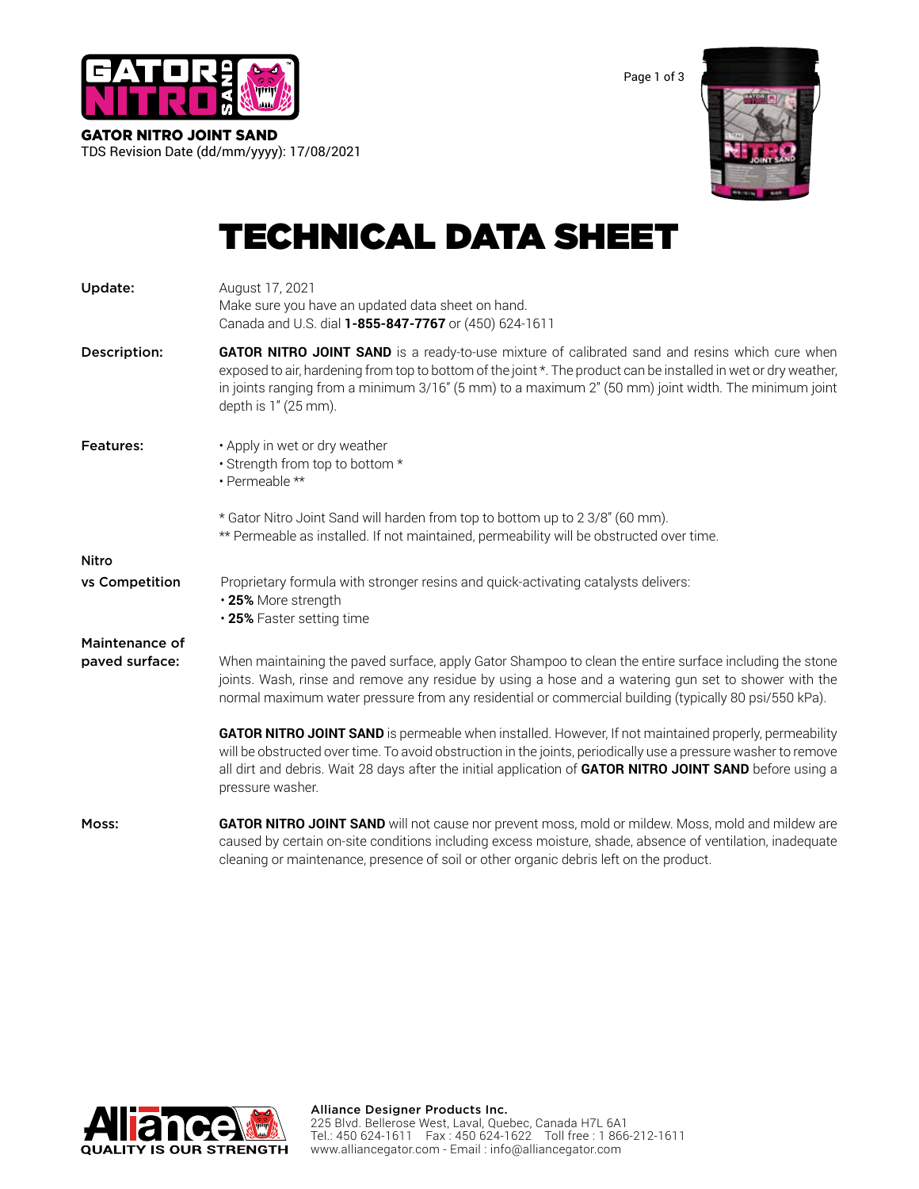**GATOR NITRO JOINT SAND**
TDS Revision Date (dd/mm/yyyy): 17/08/2021

# TECHNICAL DATA SHEET

**Update:**
August 17, 2021
Make sure you have an updated data sheet on hand.
Canada and U.S. dial **1-855-847-7767** or (450) 624-1611

**Description:**
**GATOR NITRO JOINT SAND** is a ready-to-use mixture of calibrated sand and resins which cure when exposed to air, hardening from top to bottom of the joint *. The product can be installed in wet or dry weather, in joints ranging from a minimum 3/16" (5 mm) to a maximum 2" (50 mm) joint width. The minimum joint depth is 1" (25 mm).

**Features:**

- Apply in wet or dry weather
- Strength from top to bottom *
- Permeable **

* Gator Nitro Joint Sand will harden from top to bottom up to 2 3/8" (60 mm).
** Permeable as installed. If not maintained, permeability will be obstructed over time.

**Nitro vs Competition**
Proprietary formula with stronger resins and quick-activating catalysts delivers:

- **25%** More strength
- **25%** Faster setting time

**Maintenance of paved surface:**
When maintaining the paved surface, apply Gator Shampoo to clean the entire surface including the stone joints. Wash, rinse and remove any residue by using a hose and a watering gun set to shower with the normal maximum water pressure from any residential or commercial building (typically 80 psi/550 kPa).

**GATOR NITRO JOINT SAND** is permeable when installed. However, If not maintained properly, permeability will be obstructed over time. To avoid obstruction in the joints, periodically use a pressure washer to remove all dirt and debris. Wait 28 days after the initial application of **GATOR NITRO JOINT SAND** before using a pressure washer.

**Moss:**
**GATOR NITRO JOINT SAND** will not cause nor prevent moss, mold or mildew. Moss, mold and mildew are caused by certain on-site conditions including excess moisture, shade, absence of ventilation, inadequate cleaning or maintenance, presence of soil or other organic debris left on the product.

**Alliance Designer Products Inc.**
225 Blvd. Bellerose West, Laval, Quebec, Canada H7L 6A1
Tel.: 450 624-1611 Fax : 450 624-1622 Toll free : 1 866-212-1611
www.alliancegator.com - Email : info@alliancegator.com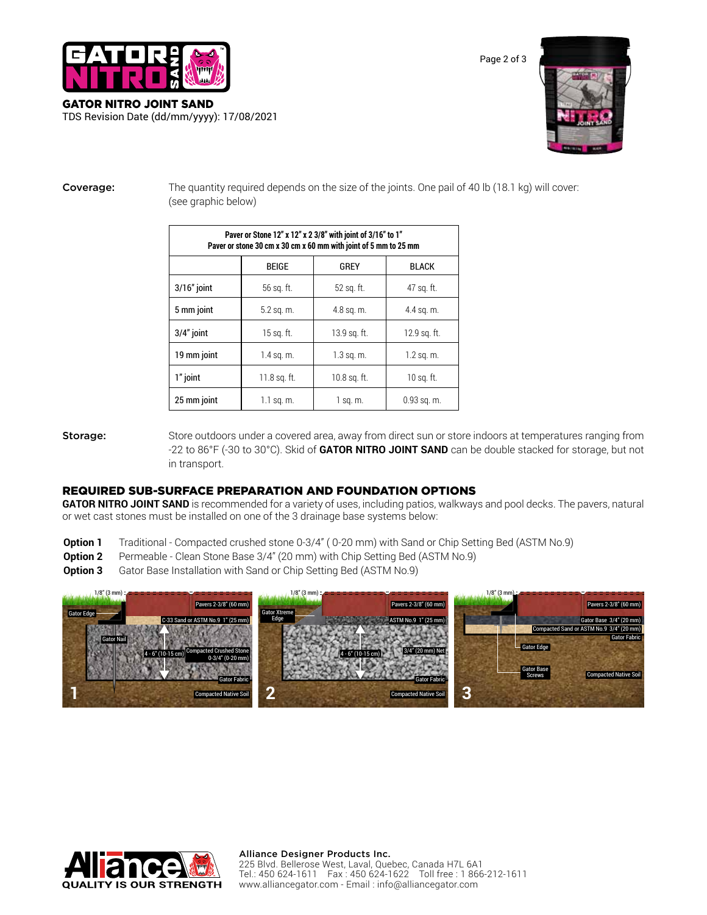**GATOR NITRO JOINT SAND**
TDS Revision Date (dd/mm/yyyy): 17/08/2021

**Coverage:** The quantity required depends on the size of the joints. One pail of 40 lb (18.1 kg) will cover: (see graphic below)

| Paver or Stone 12" x 12" x 2 3/8" with joint of 3/16" to 1"<br>Paver or stone 30 cm x 30 cm x 60 mm with joint of 5 mm to 25 mm | | | |
|---|---|---|---|
| | BEIGE | GREY | BLACK |
| 3/16" joint | 56 sq. ft. | 52 sq. ft. | 47 sq. ft. |
| 5 mm joint | 5.2 sq. m. | 4.8 sq. m. | 4.4 sq. m. |
| 3/4" joint | 15 sq. ft. | 13.9 sq. ft. | 12.9 sq. ft. |
| 19 mm joint | 1.4 sq. m. | 1.3 sq. m. | 1.2 sq. m. |
| 1" joint | 11.8 sq. ft. | 10.8 sq. ft. | 10 sq. ft. |
| 25 mm joint | 1.1 sq. m. | 1 sq. m. | 0.93 sq. m. |

**Storage:** Store outdoors under a covered area, away from direct sun or store indoors at temperatures ranging from -22 to 86°F (-30 to 30°C). Skid of **GATOR NITRO JOINT SAND** can be double stacked for storage, but not in transport.

## REQUIRED SUB-SURFACE PREPARATION AND FOUNDATION OPTIONS

**GATOR NITRO JOINT SAND** is recommended for a variety of uses, including patios, walkways and pool decks. The pavers, natural or wet cast stones must be installed on one of the 3 drainage base systems below:

- **Option 1** Traditional - Compacted crushed stone 0-3/4" ( 0-20 mm) with Sand or Chip Setting Bed (ASTM No.9)
- **Option 2** Permeable - Clean Stone Base 3/4" (20 mm) with Chip Setting Bed (ASTM No.9)
- **Option 3** Gator Base Installation with Sand or Chip Setting Bed (ASTM No.9)

**Alliance Designer Products Inc.**
225 Blvd. Bellerose West, Laval, Quebec, Canada H7L 6A1
Tel.: 450 624-1611 Fax : 450 624-1622 Toll free : 1 866-212-1611
www.alliancegator.com - Email : info@alliancegator.com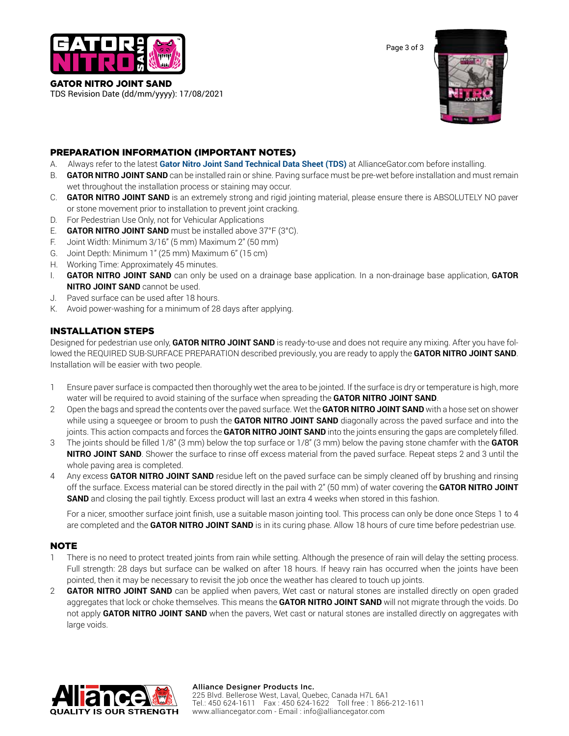**GATOR NITRO JOINT SAND**
TDS Revision Date (dd/mm/yyyy): 17/08/2021

## PREPARATION INFORMATION (IMPORTANT NOTES)

A. Always refer to the latest **Gator Nitro Joint Sand Technical Data Sheet (TDS)** at AllianceGator.com before installing.
B. **GATOR NITRO JOINT SAND** can be installed rain or shine. Paving surface must be pre-wet before installation and must remain wet throughout the installation process or staining may occur.
C. **GATOR NITRO JOINT SAND** is an extremely strong and rigid jointing material, please ensure there is ABSOLUTELY NO paver or stone movement prior to installation to prevent joint cracking.
D. For Pedestrian Use Only, not for Vehicular Applications
E. **GATOR NITRO JOINT SAND** must be installed above 37°F (3°C).
F. Joint Width: Minimum 3/16" (5 mm) Maximum 2" (50 mm)
G. Joint Depth: Minimum 1" (25 mm) Maximum 6" (15 cm)
H. Working Time: Approximately 45 minutes.
I. **GATOR NITRO JOINT SAND** can only be used on a drainage base application. In a non-drainage base application, **GATOR NITRO JOINT SAND** cannot be used.
J. Paved surface can be used after 18 hours.
K. Avoid power-washing for a minimum of 28 days after applying.

## INSTALLATION STEPS

Designed for pedestrian use only, **GATOR NITRO JOINT SAND** is ready-to-use and does not require any mixing. After you have followed the REQUIRED SUB-SURFACE PREPARATION described previously, you are ready to apply the **GATOR NITRO JOINT SAND**. Installation will be easier with two people.

1 Ensure paver surface is compacted then thoroughly wet the area to be jointed. If the surface is dry or temperature is high, more water will be required to avoid staining of the surface when spreading the **GATOR NITRO JOINT SAND**.
2 Open the bags and spread the contents over the paved surface. Wet the **GATOR NITRO JOINT SAND** with a hose set on shower while using a squeegee or broom to push the **GATOR NITRO JOINT SAND** diagonally across the paved surface and into the joints. This action compacts and forces the **GATOR NITRO JOINT SAND** into the joints ensuring the gaps are completely filled.
3 The joints should be filled 1/8" (3 mm) below the top surface or 1/8" (3 mm) below the paving stone chamfer with the **GATOR NITRO JOINT SAND**. Shower the surface to rinse off excess material from the paved surface. Repeat steps 2 and 3 until the whole paving area is completed.
4 Any excess **GATOR NITRO JOINT SAND** residue left on the paved surface can be simply cleaned off by brushing and rinsing off the surface. Excess material can be stored directly in the pail with 2" (50 mm) of water covering the **GATOR NITRO JOINT SAND** and closing the pail tightly. Excess product will last an extra 4 weeks when stored in this fashion.

For a nicer, smoother surface joint finish, use a suitable mason jointing tool. This process can only be done once Steps 1 to 4 are completed and the **GATOR NITRO JOINT SAND** is in its curing phase. Allow 18 hours of cure time before pedestrian use.

## NOTE

1 There is no need to protect treated joints from rain while setting. Although the presence of rain will delay the setting process. Full strength: 28 days but surface can be walked on after 18 hours. If heavy rain has occurred when the joints have been pointed, then it may be necessary to revisit the job once the weather has cleared to touch up joints.
2 **GATOR NITRO JOINT SAND** can be applied when pavers, Wet cast or natural stones are installed directly on open graded aggregates that lock or choke themselves. This means the **GATOR NITRO JOINT SAND** will not migrate through the voids. Do not apply **GATOR NITRO JOINT SAND** when the pavers, Wet cast or natural stones are installed directly on aggregates with large voids.

Alliance Designer Products Inc.
225 Blvd. Bellerose West, Laval, Quebec, Canada H7L 6A1
Tel.: 450 624-1611 Fax : 450 624-1622 Toll free : 1 866-212-1611
www.alliancegator.com - Email : info@alliancegator.com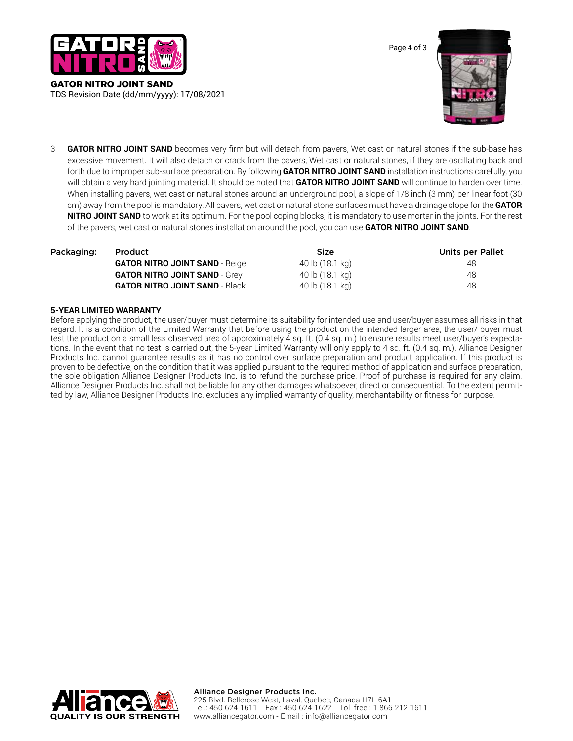3. **GATOR NITRO JOINT SAND** becomes very firm but will detach from pavers, Wet cast or natural stones if the sub-base has excessive movement. It will also detach or crack from the pavers, Wet cast or natural stones, if they are oscillating back and forth due to improper sub-surface preparation. By following **GATOR NITRO JOINT SAND** installation instructions carefully, you will obtain a very hard jointing material. It should be noted that **GATOR NITRO JOINT SAND** will continue to harden over time. When installing pavers, wet cast or natural stones around an underground pool, a slope of 1/8 inch (3 mm) per linear foot (30 cm) away from the pool is mandatory. All pavers, wet cast or natural stone surfaces must have a drainage slope for the **GATOR NITRO JOINT SAND** to work at its optimum. For the pool coping blocks, it is mandatory to use mortar in the joints. For the rest of the pavers, wet cast or natural stones installation around the pool, you can use **GATOR NITRO JOINT SAND**.

| Packaging: | Product | Size | Units per Pallet |
|---|---|---|---|
| | **GATOR NITRO JOINT SAND** - Beige | 40 lb (18.1 kg) | 48 |
| | **GATOR NITRO JOINT SAND** - Grey | 40 lb (18.1 kg) | 48 |
| | **GATOR NITRO JOINT SAND** - Black | 40 lb (18.1 kg) | 48 |

## 5-YEAR LIMITED WARRANTY

Before applying the product, the user/buyer must determine its suitability for intended use and user/buyer assumes all risks in that regard. It is a condition of the Limited Warranty that before using the product on the intended larger area, the user/ buyer must test the product on a small less observed area of approximately 4 sq. ft. (0.4 sq. m.) to ensure results meet user/buyer's expectations. In the event that no test is carried out, the 5-year Limited Warranty will only apply to 4 sq. ft. (0.4 sq. m.). Alliance Designer Products Inc. cannot guarantee results as it has no control over surface preparation and product application. If this product is proven to be defective, on the condition that it was applied pursuant to the required method of application and surface preparation, the sole obligation Alliance Designer Products Inc. is to refund the purchase price. Proof of purchase is required for any claim. Alliance Designer Products Inc. shall not be liable for any other damages whatsoever, direct or consequential. To the extent permitted by law, Alliance Designer Products Inc. excludes any implied warranty of quality, merchantability or fitness for purpose.